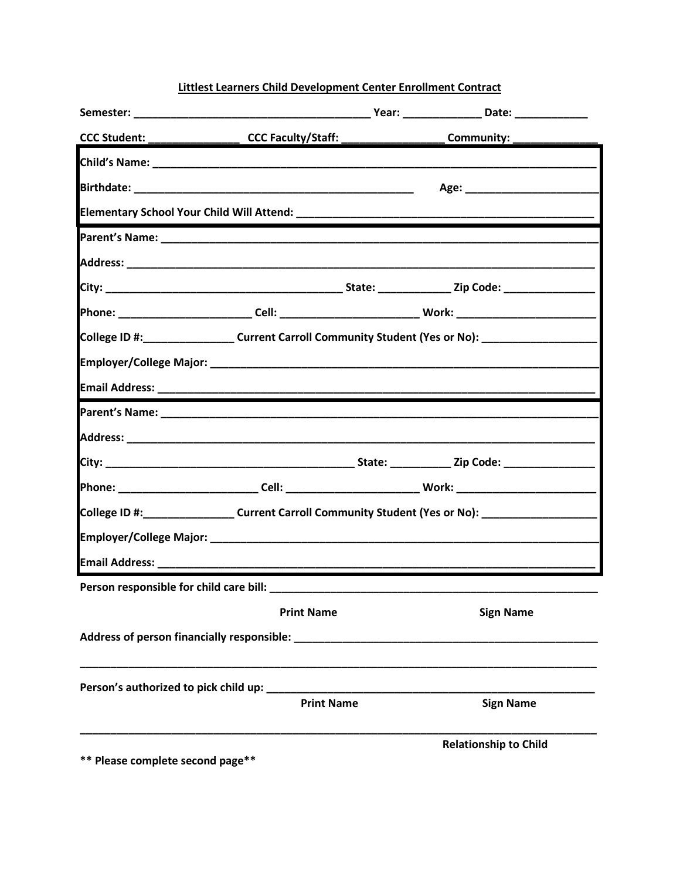**Littlest Learners Child Development Center Enrollment Contract**

**Semester:** ______________________________________ **Year:** ____________ **Date:** ___________

**CCC Student:** ______________ **CCC Faculty/Staff:** ________________ **Community:** _____________

**Child's Name:** ___________________________________________________________________________

**Birthdate:** ____________________________________________ **Age:** _____________________

**Elementary School Your Child Will Attend:** _______________________________________________

**Parent's Name:** __________________________________________________________________________

**Address:** _______________________________________________________________________________

**City:** ______________________________________ **State:** ___________ **Zip Code:** ______________

**Phone:** _____________________ **Cell:** ______________________ **Work:** ______________________

**College ID #:**______________ **Current Carroll Community Student (Yes or No):** __________________

**Employer/College Major:** _________________________________________________________________

**Email Address:** __________________________________________________________________________

**Parent's Name:** __________________________________________________________________________

**Address:** _______________________________________________________________________________

**City:** ________________________________________ **State:** _________ **Zip Code:** ______________

**Phone:** ______________________ **Cell:** _____________________ **Work:** ______________________

**College ID #:**______________ **Current Carroll Community Student (Yes or No):** __________________

**Employer/College Major:** _________________________________________________________________

**Email Address:** __________________________________________________________________________

**Person responsible for child care bill:** _____________________________________________________

**Print Name** **Sign Name**

**Address of person financially responsible:** _________________________________________________

_____________________________________________________________________________________

**Person's authorized to pick child up:** _____________________________________________________

**Print Name** **Sign Name**

_____________________________________________________________________________________

**Relationship to Child**

**\*\* Please complete second page\*\***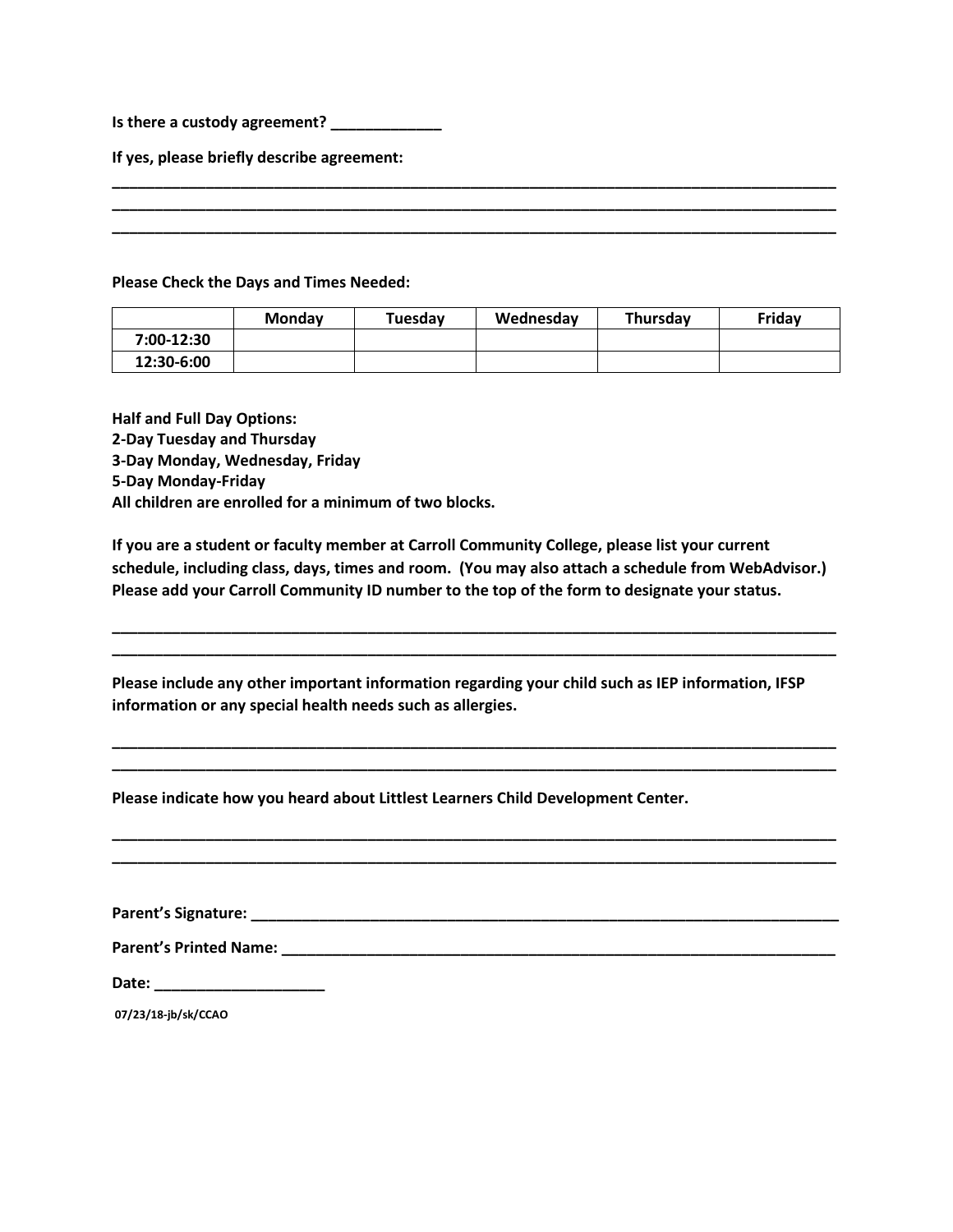**Is there a custody agreement? _____________**

**If yes, please briefly describe agreement:**

**_______________________________________________________________________________________**
**_______________________________________________________________________________________**
**_______________________________________________________________________________________**

**Please Check the Days and Times Needed:**

| | Monday | Tuesday | Wednesday | Thursday | Friday |
|---|---|---|---|---|---|
| 7:00-12:30 | | | | | |
| 12:30-6:00 | | | | | |

**Half and Full Day Options:**
**2-Day Tuesday and Thursday**
**3-Day Monday, Wednesday, Friday**
**5-Day Monday-Friday**
**All children are enrolled for a minimum of two blocks.**

**If you are a student or faculty member at Carroll Community College, please list your current schedule, including class, days, times and room. (You may also attach a schedule from WebAdvisor.) Please add your Carroll Community ID number to the top of the form to designate your status.**

**_______________________________________________________________________________________**
**_______________________________________________________________________________________**

**Please include any other important information regarding your child such as IEP information, IFSP information or any special health needs such as allergies.**

**_______________________________________________________________________________________**
**_______________________________________________________________________________________**

**Please indicate how you heard about Littlest Learners Child Development Center.**

**_______________________________________________________________________________________**
**_______________________________________________________________________________________**

**Parent's Signature: ___________________________________________________________________**

**Parent's Printed Name: ________________________________________________________________**

**Date: ____________________**

**07/23/18-jb/sk/CCAO**